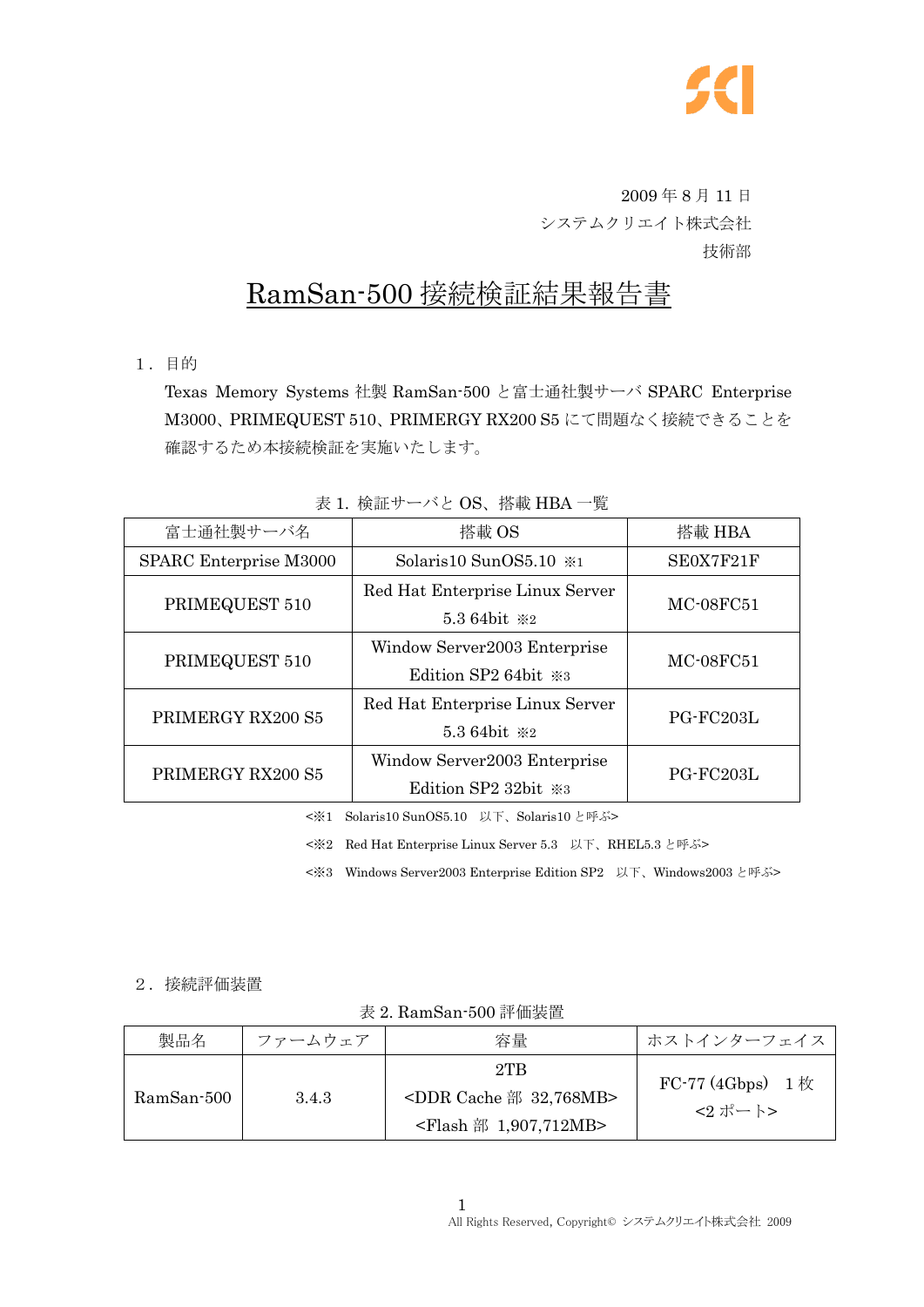2009 年 8 月 11 日
システムクリエイト株式会社
技術部

# RamSan-500 接続検証結果報告書

## 1．目的

Texas Memory Systems 社製 RamSan-500 と富士通社製サーバ SPARC Enterprise M3000、PRIMEQUEST 510、PRIMERGY RX200 S5 にて問題なく接続できることを確認するため本接続検証を実施いたします。

表 1. 検証サーバと OS、搭載 HBA 一覧

| 富士通社製サーバ名 | 搭載 OS | 搭載 HBA |
|---|---|---|
| SPARC Enterprise M3000 | Solaris10 SunOS5.10 ※1 | SE0X7F21F |
| PRIMEQUEST 510 | Red Hat Enterprise Linux Server 5.3 64bit ※2 | MC-08FC51 |
| PRIMEQUEST 510 | Window Server2003 Enterprise Edition SP2 64bit ※3 | MC-08FC51 |
| PRIMERGY RX200 S5 | Red Hat Enterprise Linux Server 5.3 64bit ※2 | PG-FC203L |
| PRIMERGY RX200 S5 | Window Server2003 Enterprise Edition SP2 32bit ※3 | PG-FC203L |

<※1 Solaris10 SunOS5.10 以下、Solaris10 と呼ぶ>

<※2 Red Hat Enterprise Linux Server 5.3 以下、RHEL5.3 と呼ぶ>

<※3 Windows Server2003 Enterprise Edition SP2 以下、Windows2003 と呼ぶ>

## 2．接続評価装置

表 2. RamSan-500 評価装置

| 製品名 | ファームウェア | 容量 | ホストインターフェイス |
|---|---|---|---|
| RamSan-500 | 3.4.3 | 2TB<br><DDR Cache 部 32,768MB><br><Flash 部 1,907,712MB> | FC-77 (4Gbps) 1 枚<br><2 ポート> |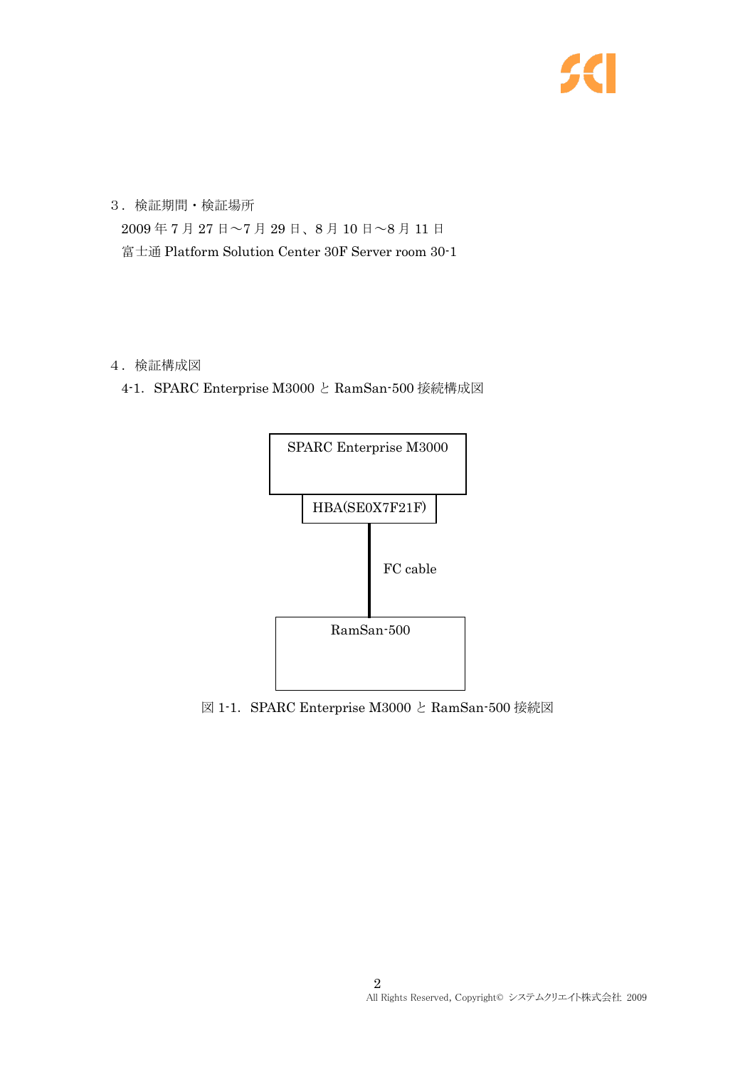## ３．検証期間・検証場所

2009 年 7 月 27 日～7 月 29 日、8 月 10 日～8 月 11 日

富士通 Platform Solution Center 30F Server room 30-1

## ４．検証構成図

### 4-1. SPARC Enterprise M3000 と RamSan-500 接続構成図

SPARC Enterprise M3000

HBA(SE0X7F21F)

FC cable

RamSan-500

図 1-1. SPARC Enterprise M3000 と RamSan-500 接続図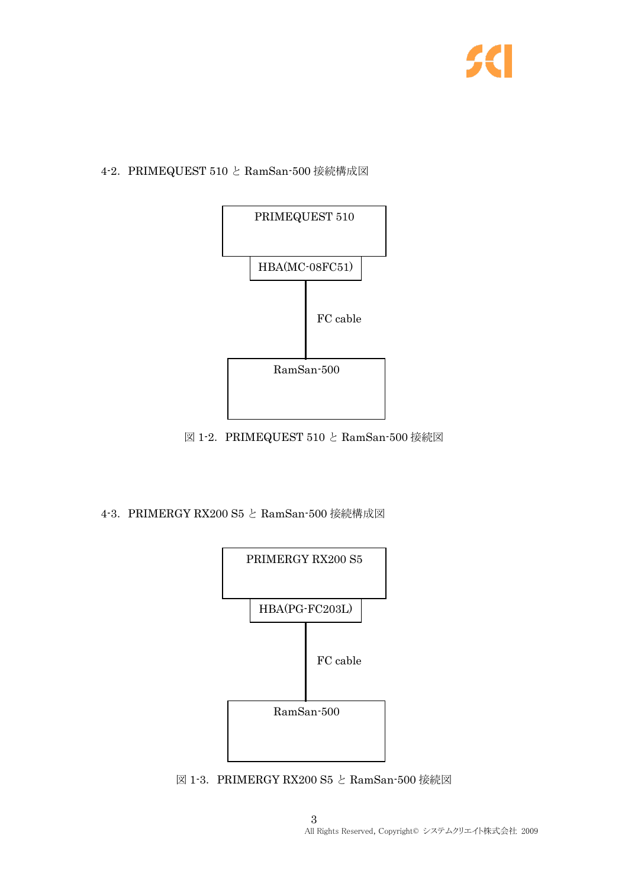### 4-2．PRIMEQUEST 510 と RamSan-500 接続構成図

PRIMEQUEST 510

HBA(MC-08FC51)

FC cable

RamSan-500

図 1-2．PRIMEQUEST 510 と RamSan-500 接続図

### 4-3．PRIMERGY RX200 S5 と RamSan-500 接続構成図

PRIMERGY RX200 S5

HBA(PG-FC203L)

FC cable

RamSan-500

図 1-3．PRIMERGY RX200 S5 と RamSan-500 接続図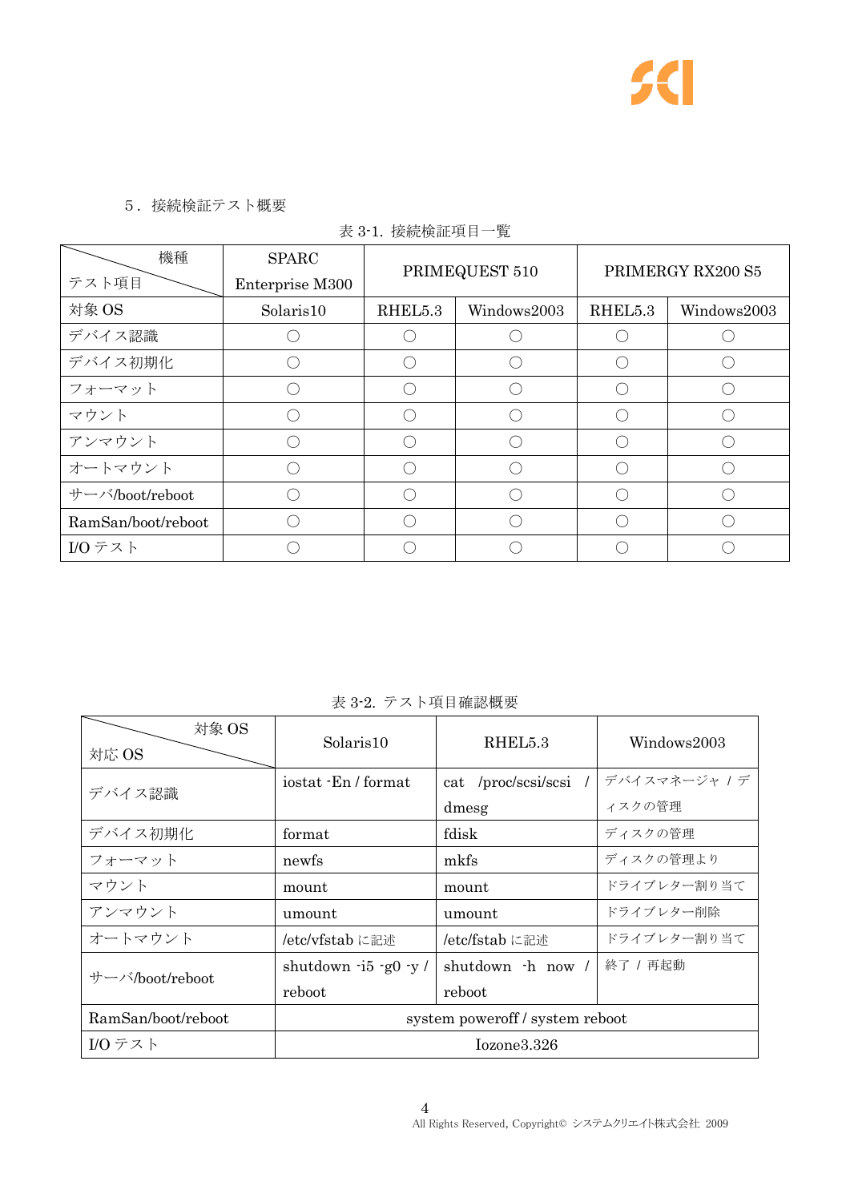## ５．接続検証テスト概要

表 3-1. 接続検証項目一覧

| 機種 / テスト項目 | SPARC Enterprise M300 | PRIMEQUEST 510 | | PRIMERGY RX200 S5 | |
|---|---|---|---|---|---|
| 対象 OS | Solaris10 | RHEL5.3 | Windows2003 | RHEL5.3 | Windows2003 |
| デバイス認識 | ○ | ○ | ○ | ○ | ○ |
| デバイス初期化 | ○ | ○ | ○ | ○ | ○ |
| フォーマット | ○ | ○ | ○ | ○ | ○ |
| マウント | ○ | ○ | ○ | ○ | ○ |
| アンマウント | ○ | ○ | ○ | ○ | ○ |
| オートマウント | ○ | ○ | ○ | ○ | ○ |
| サーバ/boot/reboot | ○ | ○ | ○ | ○ | ○ |
| RamSan/boot/reboot | ○ | ○ | ○ | ○ | ○ |
| I/O テスト | ○ | ○ | ○ | ○ | ○ |

表 3-2. テスト項目確認概要

| 対象 OS / 対応 OS | Solaris10 | RHEL5.3 | Windows2003 |
|---|---|---|---|
| デバイス認識 | iostat -En / format | cat /proc/scsi/scsi / dmesg | デバイスマネージャ / ディスクの管理 |
| デバイス初期化 | format | fdisk | ディスクの管理 |
| フォーマット | newfs | mkfs | ディスクの管理より |
| マウント | mount | mount | ドライブレター割り当て |
| アンマウント | umount | umount | ドライブレター削除 |
| オートマウント | /etc/vfstab に記述 | /etc/fstab に記述 | ドライブレター割り当て |
| サーバ/boot/reboot | shutdown -i5 -g0 -y / reboot | shutdown -h now / reboot | 終了 / 再起動 |
| RamSan/boot/reboot | system poweroff / system reboot | | |
| I/O テスト | Iozone3.326 | | |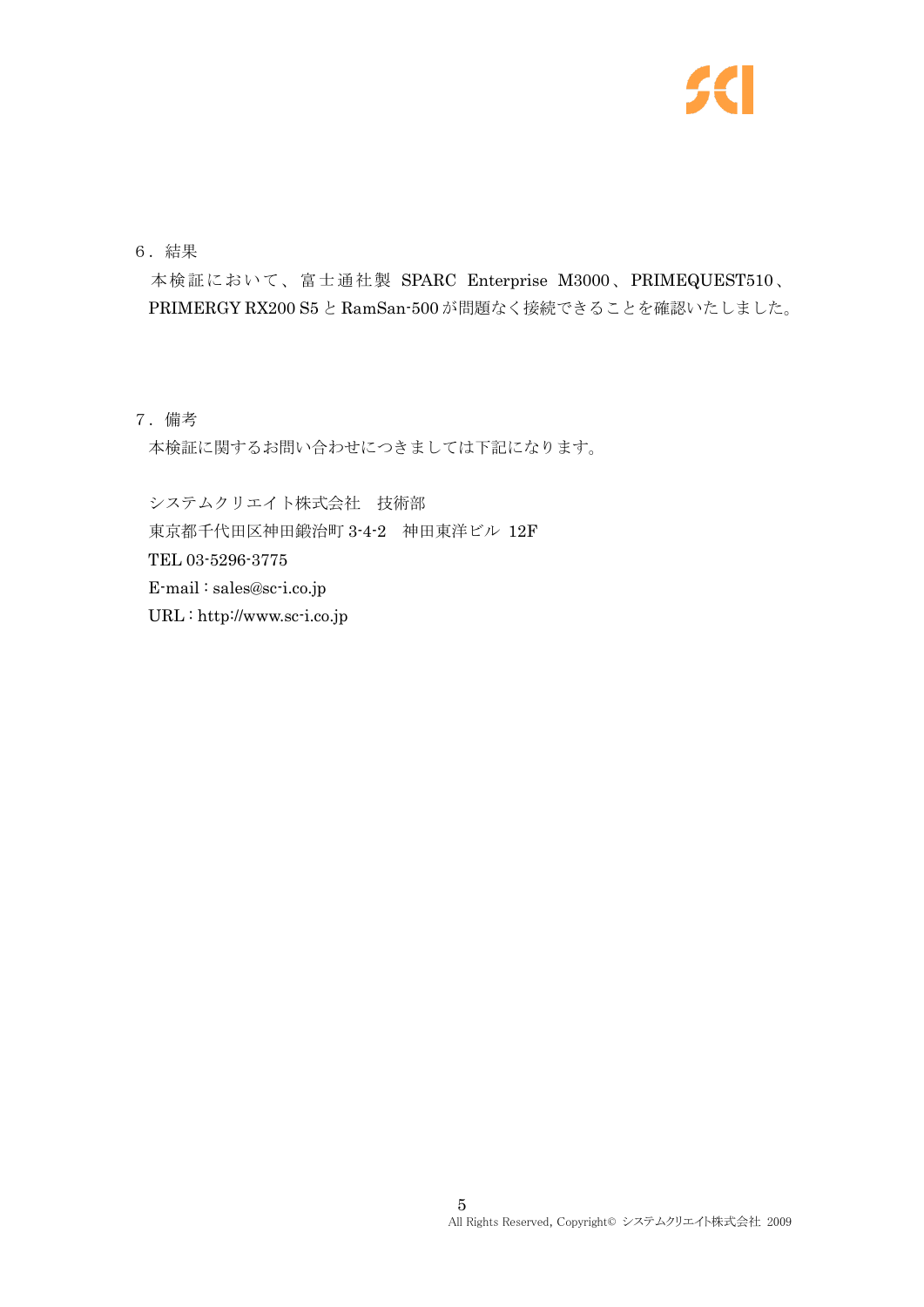## ６．結果

本検証において、富士通社製 SPARC Enterprise M3000、PRIMEQUEST510、PRIMERGY RX200 S5 と RamSan-500 が問題なく接続できることを確認いたしました。

## ７．備考

本検証に関するお問い合わせにつきましては下記になります。

システムクリエイト株式会社　技術部
東京都千代田区神田鍛治町 3-4-2　神田東洋ビル 12F
TEL 03-5296-3775
E-mail : sales@sc-i.co.jp
URL : http://www.sc-i.co.jp